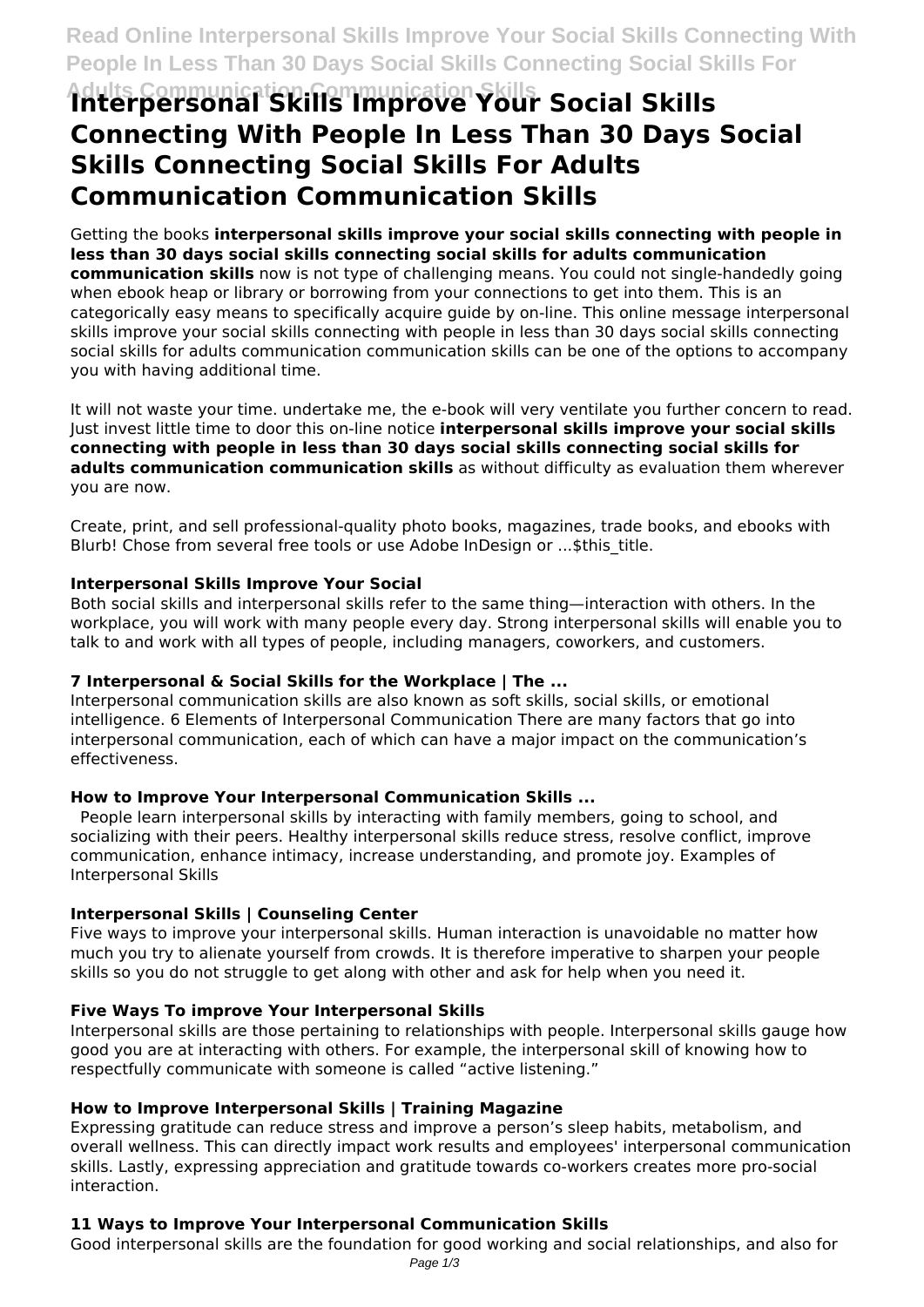# Interpersonal Skills Improve Your Social Skills Connecting With People In Less Than 30 Days Social Skills Connecting Social Skills For Adults Communication Communication Skills

Getting the books **interpersonal skills improve your social skills connecting with people in less than 30 days social skills connecting social skills for adults communication communication skills** now is not type of challenging means. You could not single-handedly going when ebook heap or library or borrowing from your connections to get into them. This is an categorically easy means to specifically acquire guide by on-line. This online message interpersonal skills improve your social skills connecting with people in less than 30 days social skills connecting social skills for adults communication communication skills can be one of the options to accompany you with having additional time.

It will not waste your time. undertake me, the e-book will very ventilate you further concern to read. Just invest little time to door this on-line notice **interpersonal skills improve your social skills connecting with people in less than 30 days social skills connecting social skills for adults communication communication skills** as without difficulty as evaluation them wherever you are now.

Create, print, and sell professional-quality photo books, magazines, trade books, and ebooks with Blurb! Chose from several free tools or use Adobe InDesign or ...$this_title.

### Interpersonal Skills Improve Your Social

Both social skills and interpersonal skills refer to the same thing—interaction with others. In the workplace, you will work with many people every day. Strong interpersonal skills will enable you to talk to and work with all types of people, including managers, coworkers, and customers.

### 7 Interpersonal & Social Skills for the Workplace | The ...

Interpersonal communication skills are also known as soft skills, social skills, or emotional intelligence. 6 Elements of Interpersonal Communication There are many factors that go into interpersonal communication, each of which can have a major impact on the communication's effectiveness.

### How to Improve Your Interpersonal Communication Skills ...

People learn interpersonal skills by interacting with family members, going to school, and socializing with their peers. Healthy interpersonal skills reduce stress, resolve conflict, improve communication, enhance intimacy, increase understanding, and promote joy. Examples of Interpersonal Skills

### Interpersonal Skills | Counseling Center

Five ways to improve your interpersonal skills. Human interaction is unavoidable no matter how much you try to alienate yourself from crowds. It is therefore imperative to sharpen your people skills so you do not struggle to get along with other and ask for help when you need it.

### Five Ways To improve Your Interpersonal Skills

Interpersonal skills are those pertaining to relationships with people. Interpersonal skills gauge how good you are at interacting with others. For example, the interpersonal skill of knowing how to respectfully communicate with someone is called "active listening."

### How to Improve Interpersonal Skills | Training Magazine

Expressing gratitude can reduce stress and improve a person's sleep habits, metabolism, and overall wellness. This can directly impact work results and employees' interpersonal communication skills. Lastly, expressing appreciation and gratitude towards co-workers creates more pro-social interaction.

### 11 Ways to Improve Your Interpersonal Communication Skills

Good interpersonal skills are the foundation for good working and social relationships, and also for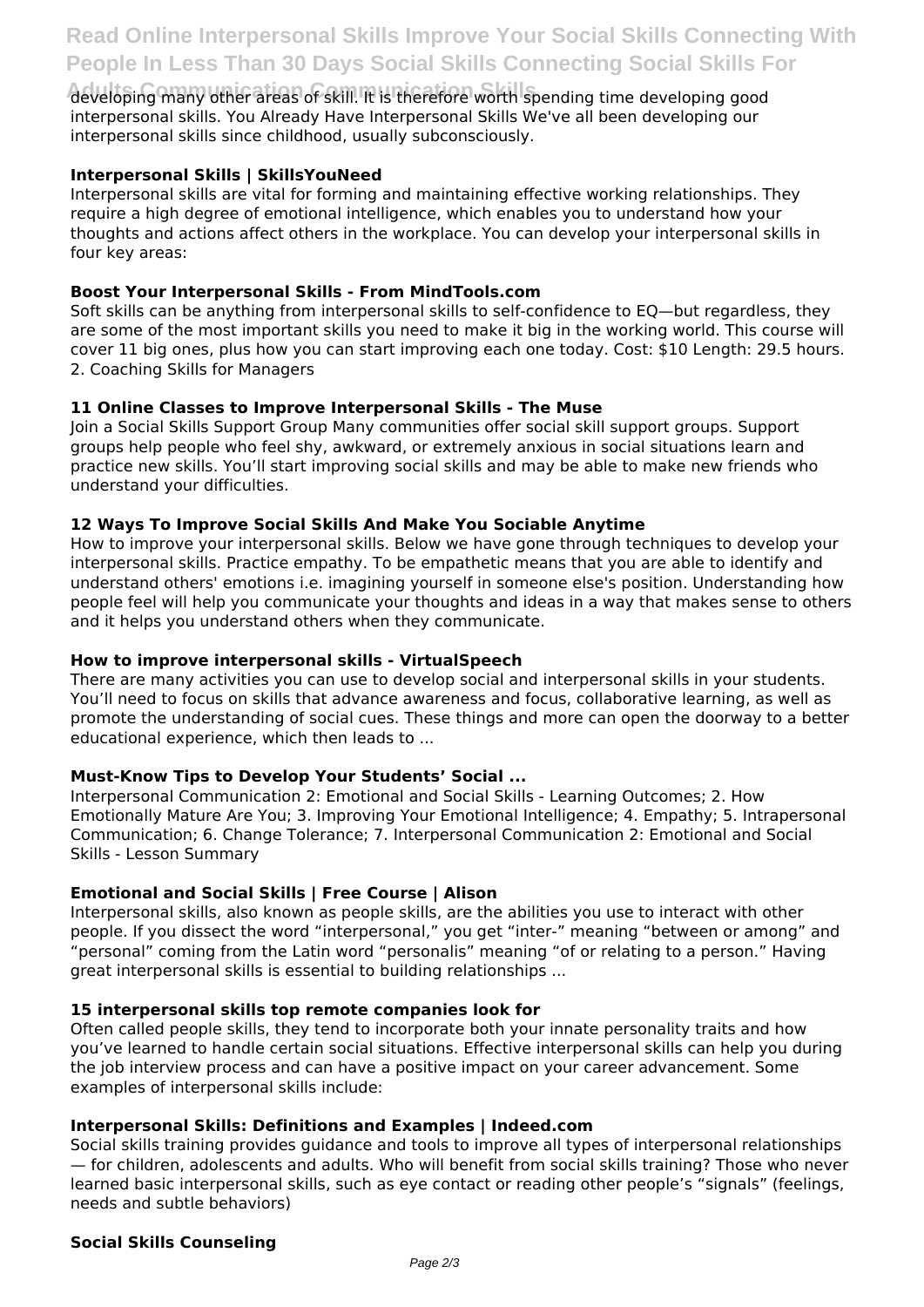developing many other areas of skill. It is therefore worth spending time developing good interpersonal skills. You Already Have Interpersonal Skills We've all been developing our interpersonal skills since childhood, usually subconsciously.

**Interpersonal Skills | SkillsYouNeed**

Interpersonal skills are vital for forming and maintaining effective working relationships. They require a high degree of emotional intelligence, which enables you to understand how your thoughts and actions affect others in the workplace. You can develop your interpersonal skills in four key areas:

**Boost Your Interpersonal Skills - From MindTools.com**

Soft skills can be anything from interpersonal skills to self-confidence to EQ—but regardless, they are some of the most important skills you need to make it big in the working world. This course will cover 11 big ones, plus how you can start improving each one today. Cost: $10 Length: 29.5 hours. 2. Coaching Skills for Managers

**11 Online Classes to Improve Interpersonal Skills - The Muse**

Join a Social Skills Support Group Many communities offer social skill support groups. Support groups help people who feel shy, awkward, or extremely anxious in social situations learn and practice new skills. You'll start improving social skills and may be able to make new friends who understand your difficulties.

**12 Ways To Improve Social Skills And Make You Sociable Anytime**

How to improve your interpersonal skills. Below we have gone through techniques to develop your interpersonal skills. Practice empathy. To be empathetic means that you are able to identify and understand others' emotions i.e. imagining yourself in someone else's position. Understanding how people feel will help you communicate your thoughts and ideas in a way that makes sense to others and it helps you understand others when they communicate.

**How to improve interpersonal skills - VirtualSpeech**

There are many activities you can use to develop social and interpersonal skills in your students. You'll need to focus on skills that advance awareness and focus, collaborative learning, as well as promote the understanding of social cues. These things and more can open the doorway to a better educational experience, which then leads to ...

**Must-Know Tips to Develop Your Students' Social ...**

Interpersonal Communication 2: Emotional and Social Skills - Learning Outcomes; 2. How Emotionally Mature Are You; 3. Improving Your Emotional Intelligence; 4. Empathy; 5. Intrapersonal Communication; 6. Change Tolerance; 7. Interpersonal Communication 2: Emotional and Social Skills - Lesson Summary

**Emotional and Social Skills | Free Course | Alison**

Interpersonal skills, also known as people skills, are the abilities you use to interact with other people. If you dissect the word "interpersonal," you get "inter-" meaning "between or among" and "personal" coming from the Latin word "personalis" meaning "of or relating to a person." Having great interpersonal skills is essential to building relationships ...

**15 interpersonal skills top remote companies look for**

Often called people skills, they tend to incorporate both your innate personality traits and how you've learned to handle certain social situations. Effective interpersonal skills can help you during the job interview process and can have a positive impact on your career advancement. Some examples of interpersonal skills include:

**Interpersonal Skills: Definitions and Examples | Indeed.com**

Social skills training provides guidance and tools to improve all types of interpersonal relationships — for children, adolescents and adults. Who will benefit from social skills training? Those who never learned basic interpersonal skills, such as eye contact or reading other people's "signals" (feelings, needs and subtle behaviors)

**Social Skills Counseling**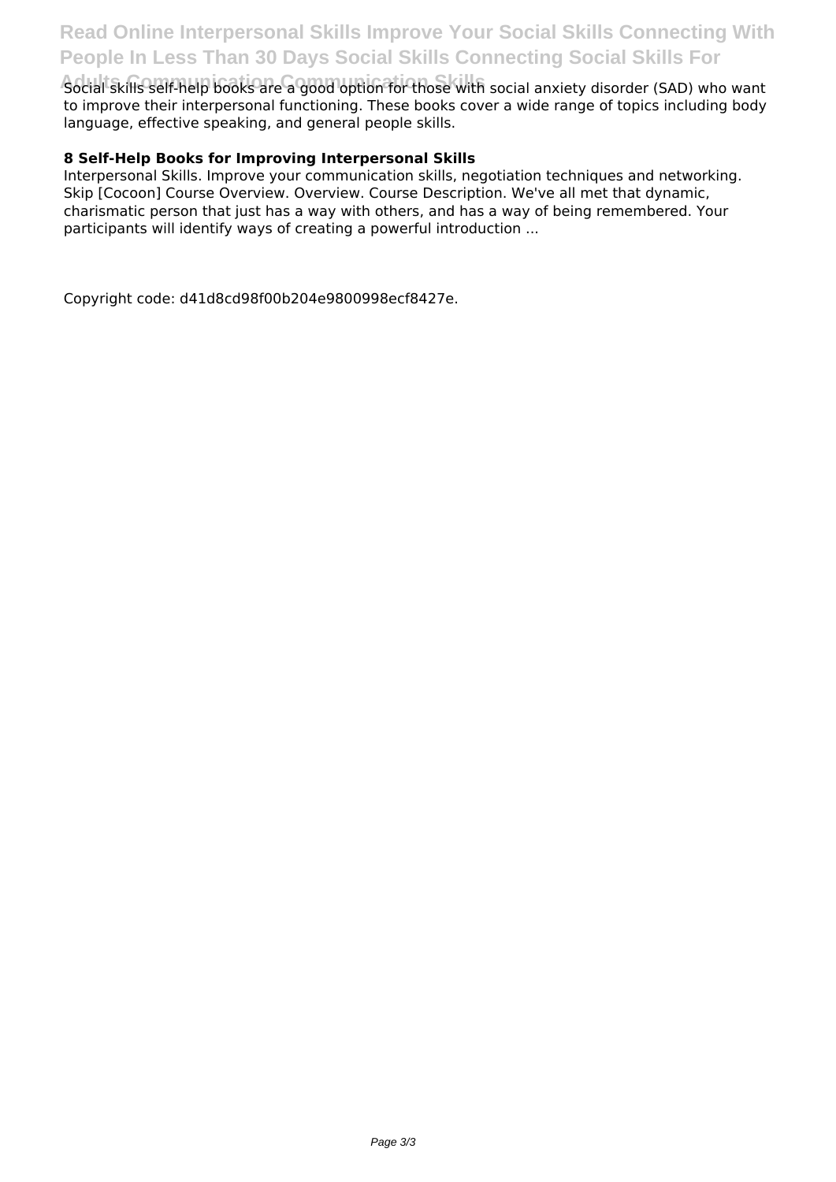Social skills self-help books are a good option for those with social anxiety disorder (SAD) who want to improve their interpersonal functioning. These books cover a wide range of topics including body language, effective speaking, and general people skills.

**8 Self-Help Books for Improving Interpersonal Skills**

Interpersonal Skills. Improve your communication skills, negotiation techniques and networking. Skip [Cocoon] Course Overview. Overview. Course Description. We've all met that dynamic, charismatic person that just has a way with others, and has a way of being remembered. Your participants will identify ways of creating a powerful introduction ...

Copyright code: d41d8cd98f00b204e9800998ecf8427e.